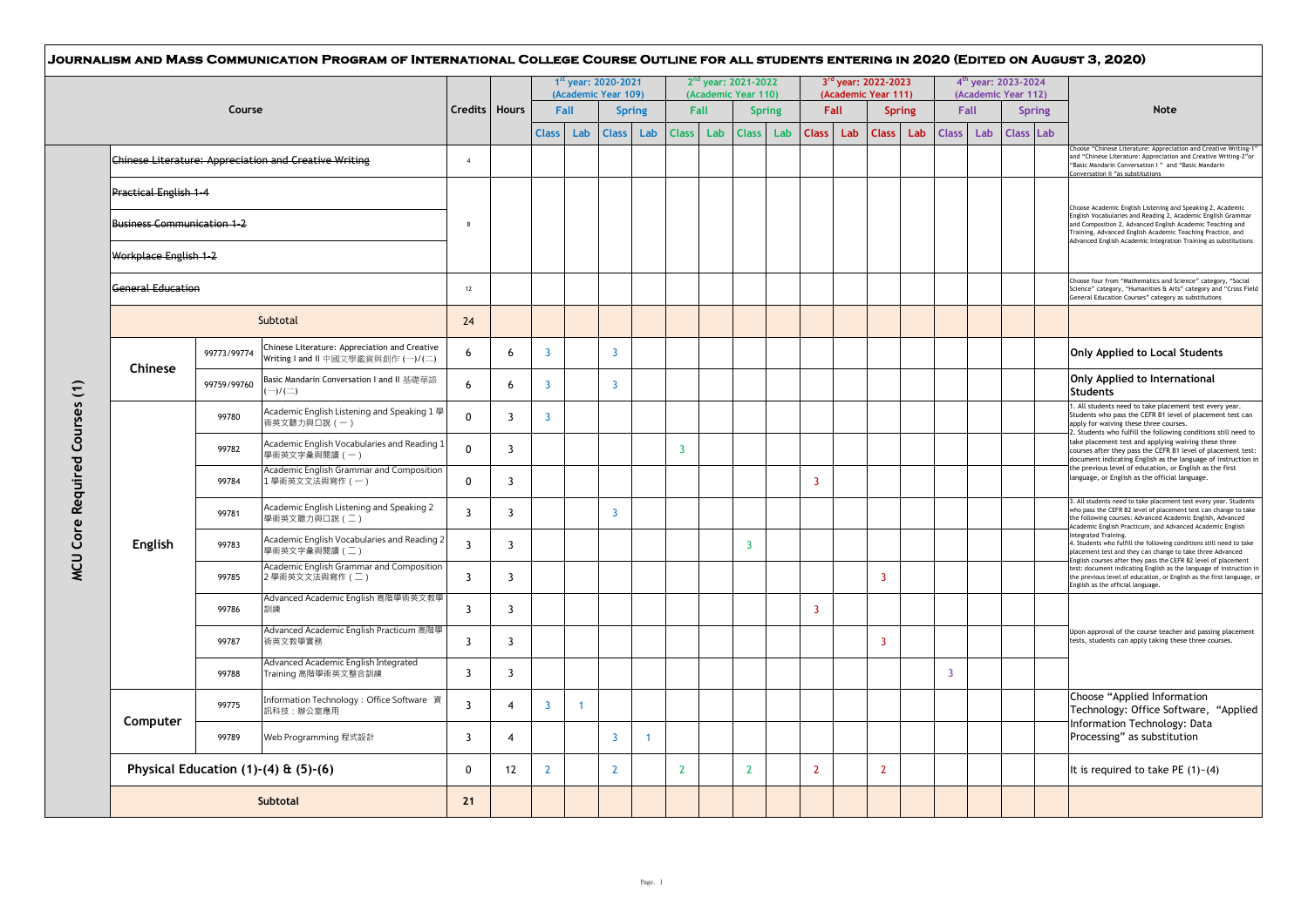# Journalism and Mass Communication Program of International College Course Outline for all students entering in 2020 (Edited on August 3, 2020)

| | Course | | | Credits | Hours | 1st year: 2020-2021 (Academic Year 109) Fall | | Spring | | 2nd year: 2021-2022 (Academic Year 110) Fall | | Spring | | 3rd year: 2022-2023 (Academic Year 111) Fall | | Spring | | 4th year: 2023-2024 (Academic Year 112) Fall | | Spring | | Note |
|---|---|---|---|---|---|---|---|---|---|---|---|---|---|---|---|---|---|---|---|---|---|---|
| | | | | | | Class | Lab | Class | Lab | Class | Lab | Class | Lab | Class | Lab | Class | Lab | Class | Lab | Class | Lab | |
| MCU Core Required Courses (1) | ~~Chinese Literature: Appreciation and Creative Writing~~ | | | 4 | | | | | | | | | | | | | | | | | | Choose "Chinese Literature: Appreciation and Creative Writing-1" and "Chinese Literature: Appreciation and Creative Writing-2" or "Basic Mandarin Conversation I" and "Basic Mandarin Conversation II "as substitutions |
| | ~~Practical English 1-4~~ | | | 8 | | | | | | | | | | | | | | | | | | Choose Academic English Listening and Speaking 2, Academic English Vocabularies and Reading 2, Academic English Grammar and Composition 2, Advanced English Academic Teaching and Training, Advanced English Academic Teaching Practice, and Advanced English Academic Integration Training as substitutions |
| | ~~Business Communication 1-2~~ | | | | | | | | | | | | | | | | | | | | | |
| | ~~Workplace English 1-2~~ | | | | | | | | | | | | | | | | | | | | | |
| | ~~General Education~~ | | | 12 | | | | | | | | | | | | | | | | | | Choose four from "Mathematics and Science" category, "Social Science" category, "Humanities & Arts" category and "Cross Field General Education Courses" category as substitutions |
| | Subtotal | | | 24 | | | | | | | | | | | | | | | | | | |
| | Chinese | 99773/99774 | Chinese Literature: Appreciation and Creative Writing I and II 中國文學鑑賞與創作 (一)/(二) | 6 | 6 | 3 | | 3 | | | | | | | | | | | | | | Only Applied to Local Students |
| | | 99759/99760 | Basic Mandarin Conversation I and II 基礎華語 (一)/(二) | 6 | 6 | 3 | | 3 | | | | | | | | | | | | | | Only Applied to International Students |
| | English | 99780 | Academic English Listening and Speaking 1 學術英文聽力與口說（一） | 0 | 3 | 3 | | | | | | | | | | | | | | | | 1. All students need to take placement test every year. Students who pass the CEFR B1 level of placement test can apply for waiving these three courses. 2. Students who fulfill the following conditions still need to take placement test and applying waiving these three courses after they pass the CEFR B1 level of placement test: document indicating English as the language of instruction in the previous level of education, or English as the first language, or English as the official language. |
| | | 99782 | Academic English Vocabularies and Reading 1 學術英文字彙與閱讀（一） | 0 | 3 | | | | | 3 | | | | | | | | | | | | |
| | | 99784 | Academic English Grammar and Composition 1 學術英文文法與寫作（一） | 0 | 3 | | | | | | | | | 3 | | | | | | | | |
| | | 99781 | Academic English Listening and Speaking 2 學術英文聽力與口說（二） | 3 | 3 | | | 3 | | | | | | | | | | | | | | 3. All students need to take placement test every year. Students who pass the CEFR B2 level of placement test can change to take the following courses: Advanced Academic English, Advanced Academic English Practicum, and Advanced Academic English Integrated Training. 4. Students who fulfill the following conditions still need to take placement test and they can change to take three Advanced English courses after they pass the CEFR B2 level of placement test: document indicating English as the language of instruction in the previous level of education, or English as the first language, or English as the official language. |
| | | 99783 | Academic English Vocabularies and Reading 2 學術英文字彙與閱讀（二） | 3 | 3 | | | | | | | 3 | | | | | | | | | | |
| | | 99785 | Academic English Grammar and Composition 2 學術英文文法與寫作（二） | 3 | 3 | | | | | | | | | | | 3 | | | | | | |
| | | 99786 | Advanced Academic English 高階學術英文教學訓練 | 3 | 3 | | | | | | | | | 3 | | | | | | | | Upon approval of the course teacher and passing placement tests, students can apply taking these three courses. |
| | | 99787 | Advanced Academic English Practicum 高階學術英文教學實務 | 3 | 3 | | | | | | | | | | | 3 | | | | | | |
| | | 99788 | Advanced Academic English Integrated Training 高階學術英文整合訓練 | 3 | 3 | | | | | | | | | | | | | 3 | | | | |
| | Computer | 99775 | Information Technology：Office Software 資訊科技：辦公室應用 | 3 | 4 | 3 | 1 | | | | | | | | | | | | | | | Choose "Applied Information Technology: Office Software, "Applied Information Technology: Data Processing" as substitution |
| | | 99789 | Web Programming 程式設計 | 3 | 4 | | | 3 | 1 | | | | | | | | | | | | | |
| | Physical Education (1)-(4) & (5)-(6) | | | 0 | 12 | 2 | | 2 | | 2 | | 2 | | 2 | | 2 | | | | | | It is required to take PE (1)-(4) |
| | Subtotal | | | 21 | | | | | | | | | | | | | | | | | | |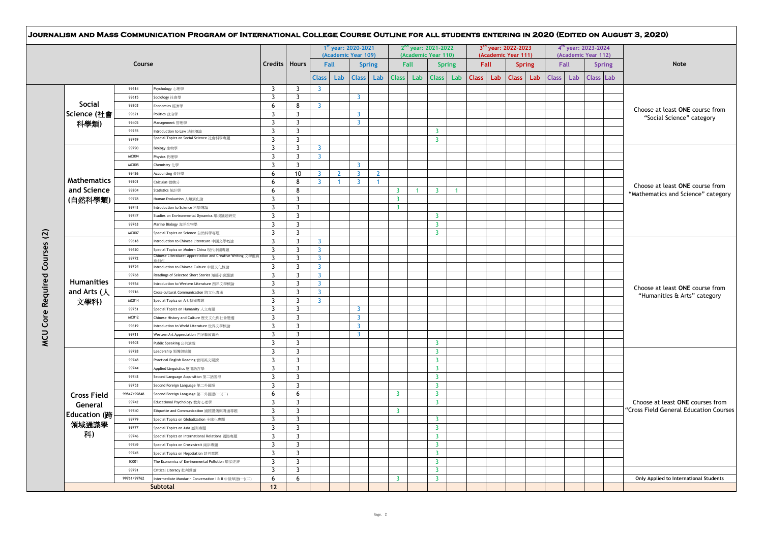# Journalism and Mass Communication Program of International College Course Outline for all students entering in 2020 (Edited on August 3, 2020)

| | | | Course | Credits | Hours | 1st year: 2020-2021 (Academic Year 109) Fall Class | Fall Lab | Spring Class | Spring Lab | 2nd year: 2021-2022 (Academic Year 110) Fall Class | Fall Lab | Spring Class | Spring Lab | 3rd year: 2022-2023 (Academic Year 111) Fall Class | Fall Lab | Spring Class | Spring Lab | 4th year: 2023-2024 (Academic Year 112) Fall Class | Fall Lab | Spring Class | Spring Lab | Note |
|---|---|---|---|---|---|---|---|---|---|---|---|---|---|---|---|---|---|---|---|---|---|---|
| MCU Core Required Courses (2) | Social Science (社會科學類) | 99614 | Psychology 心理學 | 3 | 3 | 3 | | | | | | | | | | | | | | | | Choose at least **ONE** course from "Social Science" category |
| | | 99615 | Sociology 社會學 | 3 | 3 | | | 3 | | | | | | | | | | | | | | |
| | | 99203 | Economics 經濟學 | 6 | 8 | 3 | | | | | | | | | | | | | | | | |
| | | 99621 | Politics 政治學 | 3 | 3 | | | 3 | | | | | | | | | | | | | | |
| | | 99405 | Management 管理學 | 3 | 3 | | | 3 | | | | | | | | | | | | | | |
| | | 99235 | Introduction to Law 法律概論 | 3 | 3 | | | | | | | 3 | | | | | | | | | | |
| | | 99769 | Special Topics on Social Science 社會科學專題 | 3 | 3 | | | | | | | 3 | | | | | | | | | | |
| | Mathematics and Science (自然科學類) | 99790 | Biology 生物學 | 3 | 3 | 3 | | | | | | | | | | | | | | | | Choose at least **ONE** course from "Mathematics and Science" category |
| | | MC004 | Physics 物理學 | 3 | 3 | 3 | | | | | | | | | | | | | | | | |
| | | MC005 | Chemistry 化學 | 3 | 3 | | | 3 | | | | | | | | | | | | | | |
| | | 99426 | Accounting 會計學 | 6 | 10 | 3 | 2 | 3 | 2 | | | | | | | | | | | | | |
| | | 99201 | Calculus 微積分 | 6 | 8 | 3 | 1 | 3 | 1 | | | | | | | | | | | | | |
| | | 99204 | Statistics 統計學 | 6 | 8 | | | | | 3 | 1 | 3 | 1 | | | | | | | | | |
| | | 99778 | Human Evoluation 人類演化論 | 3 | 3 | | | | | 3 | | | | | | | | | | | | |
| | | 99741 | Introduction to Science 科學導論 | 3 | 3 | | | | | 3 | | | | | | | | | | | | |
| | | 99747 | Studies on Environmental Dynamics 環境議題研究 | 3 | 3 | | | | | | | 3 | | | | | | | | | | |
| | | 99763 | Marine Biology 海洋生物學 | 3 | 3 | | | | | | | 3 | | | | | | | | | | |
| | | MC007 | Special Topics on Science 自然科學專題 | 3 | 3 | | | | | | | 3 | | | | | | | | | | |
| | Humanities and Arts (人文學科) | 99618 | Introduction to Chinese Literature 中國文學概論 | 3 | 3 | 3 | | | | | | | | | | | | | | | | Choose at least **ONE** course from "Humanities & Arts" category |
| | | 99620 | Special Topics on Modern China 現代中國專題 | 3 | 3 | 3 | | | | | | | | | | | | | | | | |
| | | 99772 | Chinese Literature: Appreciation and Creative Writing 文學鑑賞與創作 | 3 | 3 | 3 | | | | | | | | | | | | | | | | |
| | | 99754 | Introduction to Chinese Culture 中國文化概論 | 3 | 3 | 3 | | | | | | | | | | | | | | | | |
| | | 99768 | Readings of Selected Short Stories 短篇小說選讀 | 3 | 3 | 3 | | | | | | | | | | | | | | | | |
| | | 99764 | Introduction to Western Literature 西洋文學概論 | 3 | 3 | 3 | | | | | | | | | | | | | | | | |
| | | 99716 | Cross-cultural Communication 跨文化溝通 | 3 | 3 | 3 | | | | | | | | | | | | | | | | |
| | | MC014 | Special Topics on Art 藝術專題 | 3 | 3 | 3 | | | | | | | | | | | | | | | | |
| | | 99751 | Special Topics on Humanity 人文專題 | 3 | 3 | | | 3 | | | | | | | | | | | | | | |
| | | MC012 | Chinese History and Culture 歷史文化與社會變遷 | 3 | 3 | | | 3 | | | | | | | | | | | | | | |
| | | 99619 | Introduction to World Literature 世界文學概論 | 3 | 3 | | | 3 | | | | | | | | | | | | | | |
| | | 99711 | Western Art Appreciation 西洋藝術賞析 | 3 | 3 | | | 3 | | | | | | | | | | | | | | |
| | | 99603 | Public Speaking 公共演說 | 3 | 3 | | | | | | | 3 | | | | | | | | | | |
| | Cross Field General Education (跨領域通識學科) | 99728 | Leadership 領導與統御 | 3 | 3 | | | | | | | 3 | | | | | | | | | | Choose at least **ONE** courses from "Cross Field General Education Courses |
| | | 99748 | Practical English Reading 實用英文閱讀 | 3 | 3 | | | | | | | 3 | | | | | | | | | | |
| | | 99744 | Applied Linguistics 應用語言學 | 3 | 3 | | | | | | | 3 | | | | | | | | | | |
| | | 99743 | Second Language Acquisition 第二語習得 | 3 | 3 | | | | | | | 3 | | | | | | | | | | |
| | | 99753 | Second Foreign Language 第二外國語 | 3 | 3 | | | | | | | 3 | | | | | | | | | | |
| | | 99847/99848 | Second Foreign Language 第二外國語(一)(二) | 6 | 6 | | | | | 3 | | 3 | | | | | | | | | | |
| | | 99742 | Educational Psychology 教育心理學 | 3 | 3 | | | | | | | 3 | | | | | | | | | | |
| | | 99740 | Etiquette and Communication 國際禮儀與溝通專題 | 3 | 3 | | | | | 3 | | | | | | | | | | | | |
| | | 99779 | Special Topics on Globalization 全球化專題 | 3 | 3 | | | | | | | 3 | | | | | | | | | | |
| | | 99777 | Special Topics on Asia 亞洲專題 | 3 | 3 | | | | | | | 3 | | | | | | | | | | |
| | | 99746 | Special Topics on International Relations 國際專題 | 3 | 3 | | | | | | | 3 | | | | | | | | | | |
| | | 99749 | Special Topics on Cross-strait 兩岸專題 | 3 | 3 | | | | | | | 3 | | | | | | | | | | |
| | | 99745 | Special Topics on Negotiation 談判專題 | 3 | 3 | | | | | | | 3 | | | | | | | | | | |
| | | IC001 | The Economics of Environmental Pollution 環保經濟 | 3 | 3 | | | | | | | 3 | | | | | | | | | | |
| | | 99791 | Critical Literacy 批判識讀 | 3 | 3 | | | | | | | 3 | | | | | | | | | | |
| | | 99761/99762 | Intermediate Mandarin Conversation I & II 中級華語(一)(二) | 6 | 6 | | | | | 3 | | 3 | | | | | | | | | | **Only Applied to International Students** |
| | Subtotal | | | 12 | | | | | | | | | | | | | | | | | | |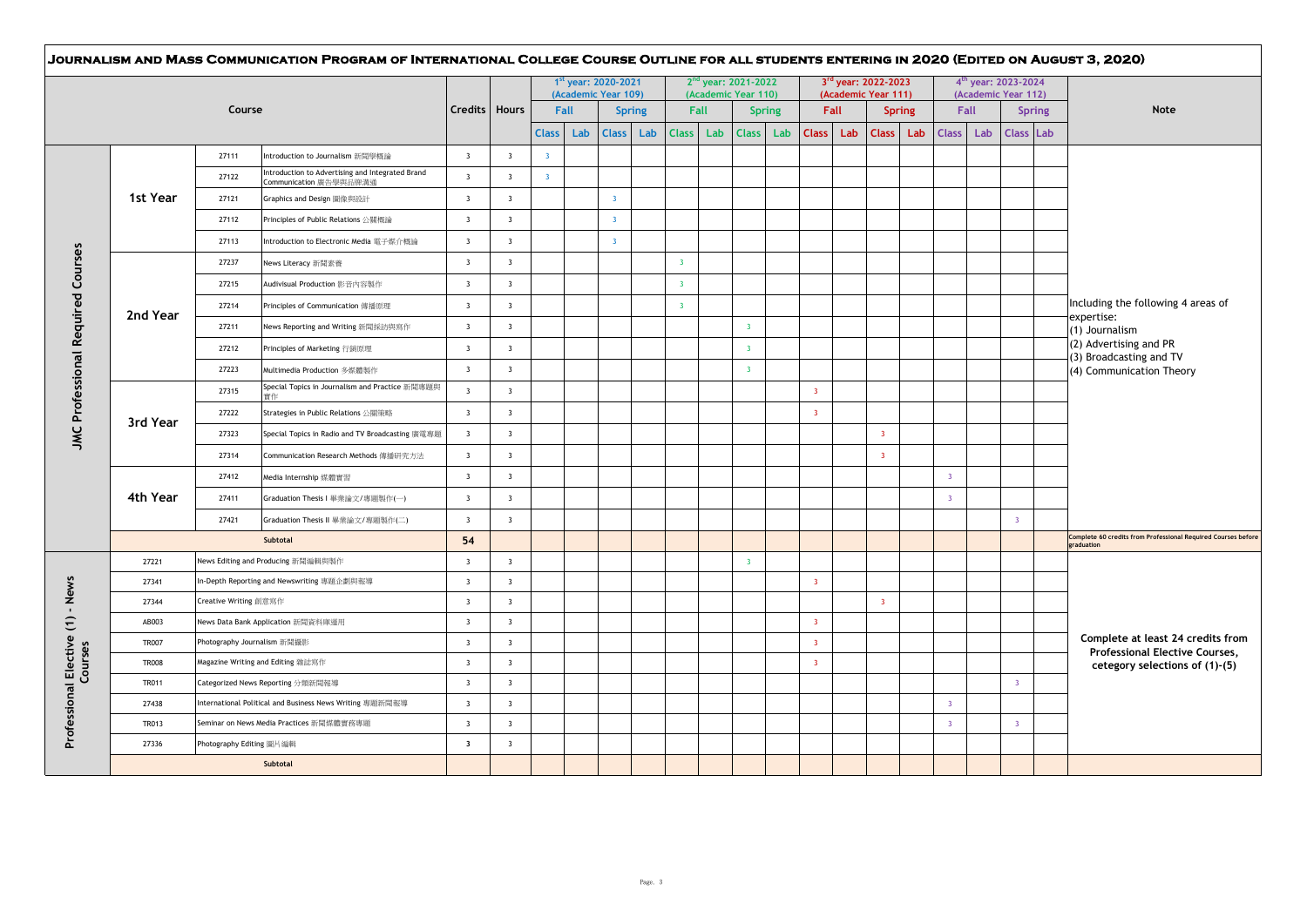# Journalism and Mass Communication Program of International College Course Outline for all Students Entering in 2020 (Edited on August 3, 2020)

| Course | | | | Credits | Hours | 1st year: 2020-2021 (Academic Year 109) | | | | 2nd year: 2021-2022 (Academic Year 110) | | | | 3rd year: 2022-2023 (Academic Year 111) | | | | 4th year: 2023-2024 (Academic Year 112) | | | | Note |
|---|---|---|---|---|---|---|---|---|---|---|---|---|---|---|---|---|---|---|---|---|---|---|
| | | | | | | Fall | | Spring | | Fall | | Spring | | Fall | | Spring | | Fall | | Spring | | |
| | | | | | | Class | Lab | Class | Lab | Class | Lab | Class | Lab | Class | Lab | Class | Lab | Class | Lab | Class | Lab | |
| JMC Professional Required Courses | 1st Year | 27111 | Introduction to Journalism 新聞學概論 | 3 | 3 | 3 | | | | | | | | | | | | | | | | Including the following 4 areas of expertise: (1) Journalism (2) Advertising and PR (3) Broadcasting and TV (4) Communication Theory |
| | | 27122 | Introduction to Advertising and Integrated Brand Communication 廣告學與品牌溝通 | 3 | 3 | 3 | | | | | | | | | | | | | | | | |
| | | 27121 | Graphics and Design 圖像與設計 | 3 | 3 | | | 3 | | | | | | | | | | | | | | |
| | | 27112 | Principles of Public Relations 公關概論 | 3 | 3 | | | 3 | | | | | | | | | | | | | | |
| | | 27113 | Introduction to Electronic Media 電子媒介概論 | 3 | 3 | | | 3 | | | | | | | | | | | | | | |
| | 2nd Year | 27237 | News Literacy 新聞素養 | 3 | 3 | | | | | 3 | | | | | | | | | | | | |
| | | 27215 | Audivisual Production 影音內容製作 | 3 | 3 | | | | | 3 | | | | | | | | | | | | |
| | | 27214 | Principles of Communication 傳播原理 | 3 | 3 | | | | | 3 | | | | | | | | | | | | |
| | | 27211 | News Reporting and Writing 新聞採訪與寫作 | 3 | 3 | | | | | | | 3 | | | | | | | | | | |
| | | 27212 | Principles of Marketing 行銷原理 | 3 | 3 | | | | | | | 3 | | | | | | | | | | |
| | | 27223 | Multimedia Production 多媒體製作 | 3 | 3 | | | | | | | 3 | | | | | | | | | | |
| | 3rd Year | 27315 | Special Topics in Journalism and Practice 新聞專題與實作 | 3 | 3 | | | | | | | | | 3 | | | | | | | | |
| | | 27222 | Strategies in Public Relations 公關策略 | 3 | 3 | | | | | | | | | 3 | | | | | | | | |
| | | 27323 | Special Topics in Radio and TV Broadcasting 廣電專題 | 3 | 3 | | | | | | | | | | | 3 | | | | | | |
| | | 27314 | Communication Research Methods 傳播研究方法 | 3 | 3 | | | | | | | | | | | 3 | | | | | | |
| | 4th Year | 27412 | Media Internship 媒體實習 | 3 | 3 | | | | | | | | | | | | | 3 | | | | |
| | | 27411 | Graduation Thesis I 畢業論文/專題製作(一) | 3 | 3 | | | | | | | | | | | | | 3 | | | | |
| | | 27421 | Graduation Thesis II 畢業論文/專題製作(二) | 3 | 3 | | | | | | | | | | | | | | | 3 | | |
| | Subtotal | | | 54 | | | | | | | | | | | | | | | | | | Complete 60 credits from Professional Required Courses before graduation |
| Professional Elective (1) - News Courses | 27221 | | News Editing and Producing 新聞編輯與製作 | 3 | 3 | | | | | | | 3 | | | | | | | | | | Complete at least 24 credits from Professional Elective Courses, cetegory selections of (1)-(5) |
| | 27341 | | In-Depth Reporting and Newswriting 專題企劃與報導 | 3 | 3 | | | | | | | | | 3 | | | | | | | | |
| | 27344 | | Creative Writing 創意寫作 | 3 | 3 | | | | | | | | | | | 3 | | | | | | |
| | AB003 | | News Data Bank Application 新聞資料庫運用 | 3 | 3 | | | | | | | | | 3 | | | | | | | | |
| | TR007 | | Photography Journalism 新聞攝影 | 3 | 3 | | | | | | | | | 3 | | | | | | | | |
| | TR008 | | Magazine Writing and Editing 雜誌寫作 | 3 | 3 | | | | | | | | | 3 | | | | | | | | |
| | TR011 | | Categorized News Reporting 分類新聞報導 | 3 | 3 | | | | | | | | | | | | | | | 3 | | |
| | 27438 | | International Political and Business News Writing 專題新聞報導 | 3 | 3 | | | | | | | | | | | | | 3 | | | | |
| | TR013 | | Seminar on News Media Practices 新聞媒體實務專題 | 3 | 3 | | | | | | | | | | | | | 3 | | 3 | | |
| | 27336 | | Photography Editing 圖片編輯 | 3 | 3 | | | | | | | | | | | | | | | | | |
| | Subtotal | | | | | | | | | | | | | | | | | | | | | |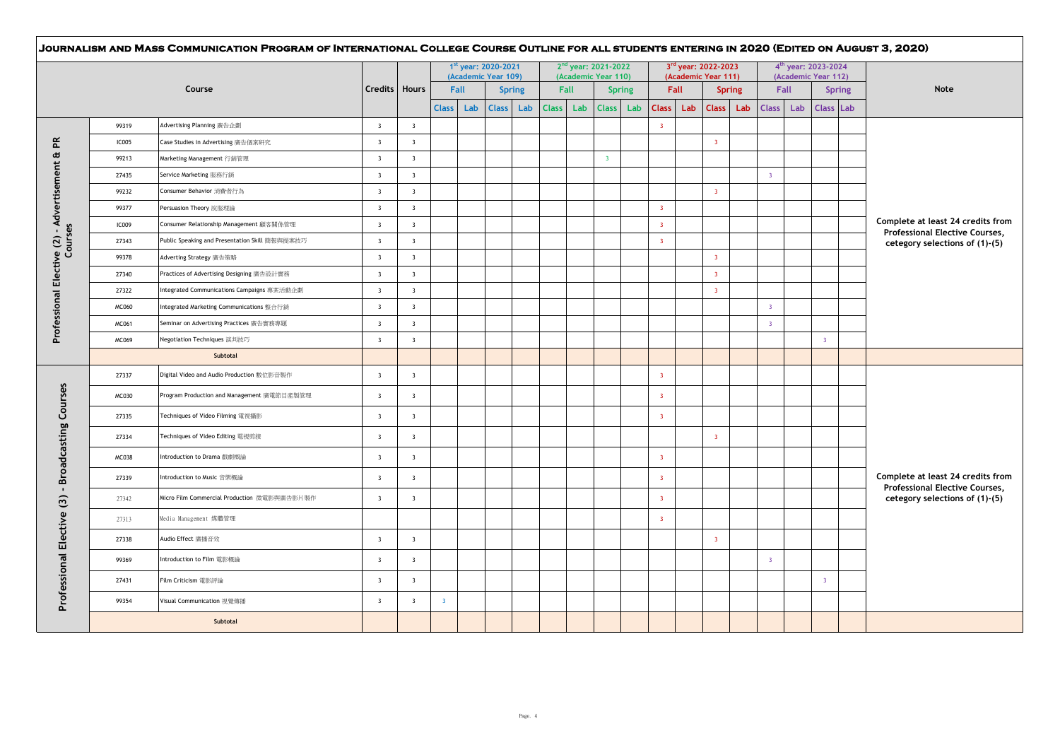# Journalism and Mass Communication Program of International College Course Outline for all Students Entering in 2020 (Edited on August 3, 2020)

| Course | | | Credits | Hours | 1st year: 2020-2021 (Academic Year 109) | | | | 2nd year: 2021-2022 (Academic Year 110) | | | | 3rd year: 2022-2023 (Academic Year 111) | | | | 4th year: 2023-2024 (Academic Year 112) | | | | Note |
|---|---|---|---|---|---|---|---|---|---|---|---|---|---|---|---|---|---|---|---|---|---|
| | | | | | Fall | | Spring | | Fall | | Spring | | Fall | | Spring | | Fall | | Spring | | |
| | | | | | Class | Lab | Class | Lab | Class | Lab | Class | Lab | Class | Lab | Class | Lab | Class | Lab | Class | Lab | |
| Professional Elective (2) - Advertisement & PR Courses | 99319 | Advertising Planning 廣告企劃 | 3 | 3 | | | | | | | | | 3 | | | | | | | | Complete at least 24 credits from Professional Elective Courses, cetegory selections of (1)-(5) |
| | IC005 | Case Studies in Advertising 廣告個案研究 | 3 | 3 | | | | | | | | | | | 3 | | | | | | |
| | 99213 | Marketing Management 行銷管理 | 3 | 3 | | | | | | | 3 | | | | | | | | | | |
| | 27435 | Service Marketing 服務行銷 | 3 | 3 | | | | | | | | | | | | | 3 | | | | |
| | 99232 | Consumer Behavior 消費者行為 | 3 | 3 | | | | | | | | | | | 3 | | | | | | |
| | 99377 | Persuasion Theory 說服理論 | 3 | 3 | | | | | | | | | 3 | | | | | | | | |
| | IC009 | Consumer Relationship Management 顧客關係管理 | 3 | 3 | | | | | | | | | 3 | | | | | | | | |
| | 27343 | Public Speaking and Presentation Skill 簡報與提案技巧 | 3 | 3 | | | | | | | | | 3 | | | | | | | | |
| | 99378 | Adverting Strategy 廣告策略 | 3 | 3 | | | | | | | | | | | 3 | | | | | | |
| | 27340 | Practices of Advertising Designing 廣告設計實務 | 3 | 3 | | | | | | | | | | | 3 | | | | | | |
| | 27322 | Integrated Communications Campaigns 專案活動企劃 | 3 | 3 | | | | | | | | | | | 3 | | | | | | |
| | MC060 | Integrated Marketing Communications 整合行銷 | 3 | 3 | | | | | | | | | | | | | 3 | | | | |
| | MC061 | Seminar on Advertising Practices 廣告實務專題 | 3 | 3 | | | | | | | | | | | | | 3 | | | | |
| | MC069 | Negotiation Techniques 談判技巧 | 3 | 3 | | | | | | | | | | | | | | | 3 | | |
| | | Subtotal | | | | | | | | | | | | | | | | | | | |
| Professional Elective (3) - Broadcasting Courses | 27337 | Digital Video and Audio Production 數位影音製作 | 3 | 3 | | | | | | | | | 3 | | | | | | | | Complete at least 24 credits from Professional Elective Courses, cetegory selections of (1)-(5) |
| | MC030 | Program Production and Management 廣電節目產製管理 | 3 | 3 | | | | | | | | | 3 | | | | | | | | |
| | 27335 | Techniques of Video Filming 電視攝影 | 3 | 3 | | | | | | | | | 3 | | | | | | | | |
| | 27334 | Techniques of Video Editing 電視剪接 | 3 | 3 | | | | | | | | | | | 3 | | | | | | |
| | MC038 | Introduction to Drama 戲劇概論 | 3 | 3 | | | | | | | | | 3 | | | | | | | | |
| | 27339 | Introduction to Music 音樂概論 | 3 | 3 | | | | | | | | | 3 | | | | | | | | |
| | 27342 | Micro Film Commercial Production 微電影與廣告影片製作 | 3 | 3 | | | | | | | | | 3 | | | | | | | | |
| | 27313 | Media Management 媒體管理 | | | | | | | | | | | 3 | | | | | | | | |
| | 27338 | Audio Effect 廣播音效 | 3 | 3 | | | | | | | | | | | 3 | | | | | | |
| | 99369 | Introduction to Film 電影概論 | 3 | 3 | | | | | | | | | | | | | 3 | | | | |
| | 27431 | Film Criticism 電影評論 | 3 | 3 | | | | | | | | | | | | | | | 3 | | |
| | 99354 | Visual Communication 視覺傳播 | 3 | 3 | 3 | | | | | | | | | | | | | | | | |
| | | Subtotal | | | | | | | | | | | | | | | | | | | |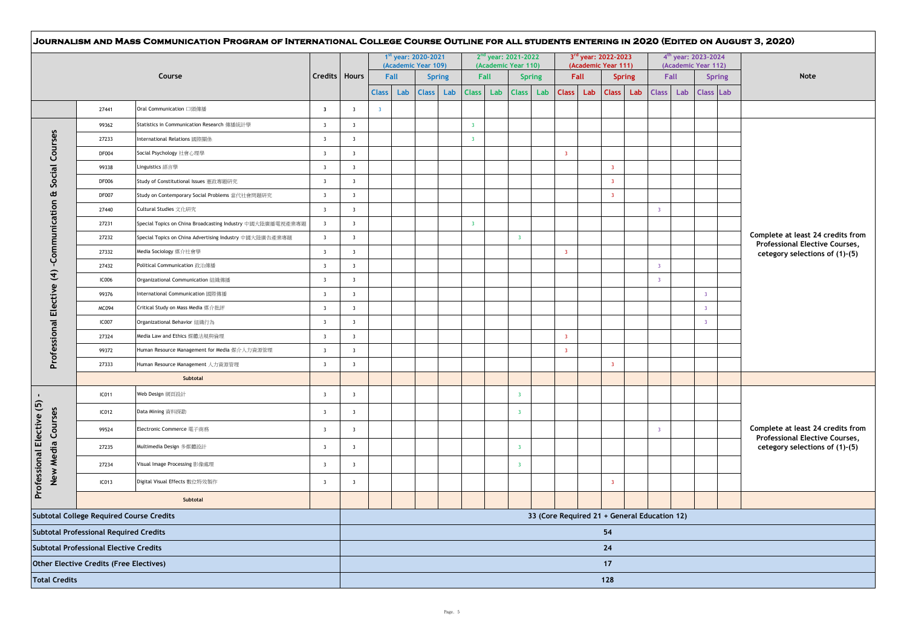# Journalism and Mass Communication Program of International College Course Outline for all Students Entering in 2020 (Edited on August 3, 2020)

| Course | | | Credits | Hours | 1st year: 2020-2021 (Academic Year 109) Fall | | Spring | | 2nd year: 2021-2022 (Academic Year 110) Fall | | Spring | | 3rd year: 2022-2023 (Academic Year 111) Fall | | Spring | | 4th year: 2023-2024 (Academic Year 112) Fall | | Spring | | Note |
|---|---|---|---|---|---|---|---|---|---|---|---|---|---|---|---|---|---|---|---|---|---|
| | | | | | Class | Lab | Class | Lab | Class | Lab | Class | Lab | Class | Lab | Class | Lab | Class | Lab | Class | Lab | |
| | 27441 | Oral Communication 口頭傳播 | 3 | 3 | 3 | | | | | | | | | | | | | | | | |
| Professional Elective (4) -Communication & Social Courses | 99362 | Statistics in Communication Research 傳播統計學 | 3 | 3 | | | | | 3 | | | | | | | | | | | | Complete at least 24 credits from Professional Elective Courses, cetegory selections of (1)-(5) |
| | 27233 | International Relations 國際關係 | 3 | 3 | | | | | 3 | | | | | | | | | | | | |
| | DF004 | Social Psychology 社會心理學 | 3 | 3 | | | | | | | | | 3 | | | | | | | | |
| | 99338 | Linguistics 語言學 | 3 | 3 | | | | | | | | | | | 3 | | | | | | |
| | DF006 | Study of Constitutional Issues 憲政專題研究 | 3 | 3 | | | | | | | | | | | 3 | | | | | | |
| | DF007 | Study on Contemporary Social Problems 當代社會問題研究 | 3 | 3 | | | | | | | | | | | 3 | | | | | | |
| | 27440 | Cultural Studies 文化研究 | 3 | 3 | | | | | | | | | | | | | 3 | | | | |
| | 27231 | Special Topics on China Broadcasting Industry 中國大陸廣播電視產業專題 | 3 | 3 | | | | | 3 | | | | | | | | | | | | |
| | 27232 | Special Topics on China Advertising Industry 中國大陸廣告產業專題 | 3 | 3 | | | | | | | 3 | | | | | | | | | | |
| | 27332 | Media Sociology 媒介社會學 | 3 | 3 | | | | | | | | | 3 | | | | | | | | |
| | 27432 | Political Communication 政治傳播 | 3 | 3 | | | | | | | | | | | | | 3 | | | | |
| | IC006 | Organizational Communication 組織傳播 | 3 | 3 | | | | | | | | | | | | | 3 | | | | |
| | 99376 | International Communication 國際傳播 | 3 | 3 | | | | | | | | | | | | | | | 3 | | |
| | MC094 | Critical Study on Mass Media 媒介批評 | 3 | 3 | | | | | | | | | | | | | | | 3 | | |
| | IC007 | Organizational Behavior 組織行為 | 3 | 3 | | | | | | | | | | | | | | | 3 | | |
| | 27324 | Media Law and Ethics 媒體法規與倫理 | 3 | 3 | | | | | | | | | 3 | | | | | | | | |
| | 99372 | Human Resource Management for Media 媒介人力資源管理 | 3 | 3 | | | | | | | | | 3 | | | | | | | | |
| | 27333 | Human Resource Management 人力資源管理 | 3 | 3 | | | | | | | | | | | 3 | | | | | | |
| | | Subtotal | | | | | | | | | | | | | | | | | | | |
| Professional Elective (5) - New Media Courses | IC011 | Web Design 網頁設計 | 3 | 3 | | | | | | | 3 | | | | | | | | | | Complete at least 24 credits from Professional Elective Courses, cetegory selections of (1)-(5) |
| | IC012 | Data Mining 資料探勘 | 3 | 3 | | | | | | | 3 | | | | | | | | | | |
| | 99524 | Electronic Commerce 電子商務 | 3 | 3 | | | | | | | | | | | | | 3 | | | | |
| | 27235 | Multimedia Design 多媒體設計 | 3 | 3 | | | | | | | 3 | | | | | | | | | | |
| | 27234 | Visual Image Processing 影像處理 | 3 | 3 | | | | | | | 3 | | | | | | | | | | |
| | IC013 | Digital Visual Effects 數位特效製作 | 3 | 3 | | | | | | | | | | | 3 | | | | | | |
| | | Subtotal | | | | | | | | | | | | | | | | | | | |
| Subtotal College Required Course Credits | | | | 33 (Core Required 21 + General Education 12) | | | | | | | | | | | | | | | | | |
| Subtotal Professional Required Credits | | | | 54 | | | | | | | | | | | | | | | | | |
| Subtotal Professional Elective Credits | | | | 24 | | | | | | | | | | | | | | | | | |
| Other Elective Credits (Free Electives) | | | | 17 | | | | | | | | | | | | | | | | | |
| Total Credits | | | | 128 | | | | | | | | | | | | | | | | | |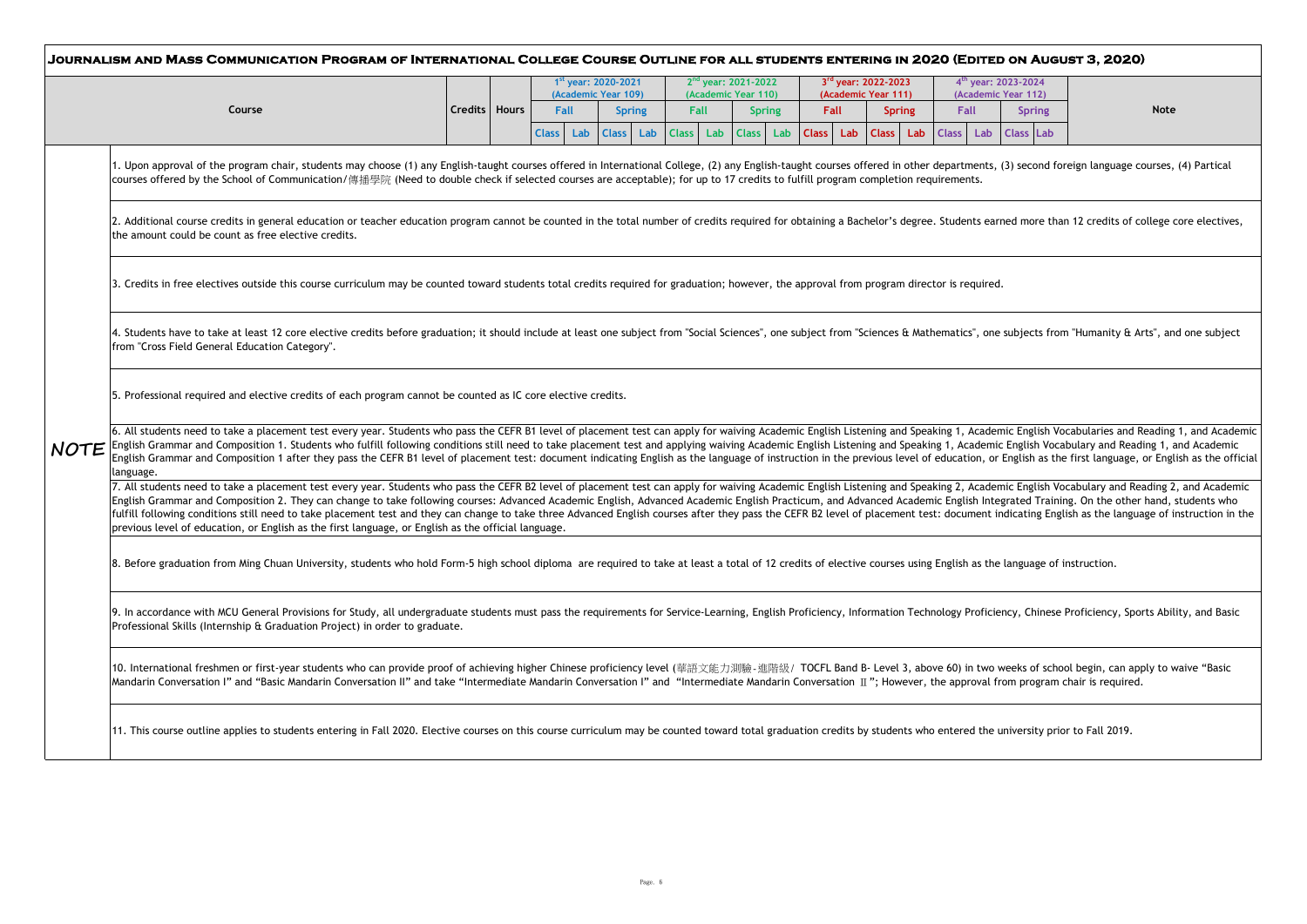# Journalism and Mass Communication Program of International College Course Outline for all students entering in 2020 (Edited on August 3, 2020)

| Course | | Credits | Hours | 1st year: 2020-2021 (Academic Year 109) | | | | 2nd year: 2021-2022 (Academic Year 110) | | | | 3rd year: 2022-2023 (Academic Year 111) | | | | 4th year: 2023-2024 (Academic Year 112) | | | | Note |
|---|---|---|---|---|---|---|---|---|---|---|---|---|---|---|---|---|---|---|---|---|
| | | | | Fall | | Spring | | Fall | | Spring | | Fall | | Spring | | Fall | | Spring | | |
| | | | | Class | Lab | Class | Lab | Class | Lab | Class | Lab | Class | Lab | Class | Lab | Class | Lab | Class | Lab | |

**NOTE**

1. Upon approval of the program chair, students may choose (1) any English-taught courses offered in International College, (2) any English-taught courses offered in other departments, (3) second foreign language courses, (4) Partical courses offered by the School of Communication/傳播學院 (Need to double check if selected courses are acceptable); for up to 17 credits to fulfill program completion requirements.

2. Additional course credits in general education or teacher education program cannot be counted in the total number of credits required for obtaining a Bachelor's degree. Students earned more than 12 credits of college core electives, the amount could be count as free elective credits.

3. Credits in free electives outside this course curriculum may be counted toward students total credits required for graduation; however, the approval from program director is required.

4. Students have to take at least 12 core elective credits before graduation; it should include at least one subject from "Social Sciences", one subject from "Sciences & Mathematics", one subjects from "Humanity & Arts", and one subject from "Cross Field General Education Category".

5. Professional required and elective credits of each program cannot be counted as IC core elective credits.

6. All students need to take a placement test every year. Students who pass the CEFR B1 level of placement test can apply for waiving Academic English Listening and Speaking 1, Academic English Vocabularies and Reading 1, and Academic English Grammar and Composition 1. Students who fulfill following conditions still need to take placement test and applying waiving Academic English Listening and Speaking 1, Academic English Vocabulary and Reading 1, and Academic English Grammar and Composition 1 after they pass the CEFR B1 level of placement test: document indicating English as the language of instruction in the previous level of education, or English as the first language, or English as the official language.

7. All students need to take a placement test every year. Students who pass the CEFR B2 level of placement test can apply for waiving Academic English Listening and Speaking 2, Academic English Vocabulary and Reading 2, and Academic English Grammar and Composition 2. They can change to take following courses: Advanced Academic English, Advanced Academic English Practicum, and Advanced Academic English Integrated Training. On the other hand, students who fulfill following conditions still need to take placement test and they can change to take three Advanced English courses after they pass the CEFR B2 level of placement test: document indicating English as the language of instruction in the previous level of education, or English as the first language, or English as the official language.

8. Before graduation from Ming Chuan University, students who hold Form-5 high school diploma are required to take at least a total of 12 credits of elective courses using English as the language of instruction.

9. In accordance with MCU General Provisions for Study, all undergraduate students must pass the requirements for Service-Learning, English Proficiency, Information Technology Proficiency, Chinese Proficiency, Sports Ability, and Basic Professional Skills (Internship & Graduation Project) in order to graduate.

10. International freshmen or first-year students who can provide proof of achieving higher Chinese proficiency level (華語文能力測驗-進階級/ TOCFL Band B- Level 3, above 60) in two weeks of school begin, can apply to waive "Basic Mandarin Conversation I" and "Basic Mandarin Conversation II" and take "Intermediate Mandarin Conversation I" and "Intermediate Mandarin Conversation Ⅱ"; However, the approval from program chair is required.

11. This course outline applies to students entering in Fall 2020. Elective courses on this course curriculum may be counted toward total graduation credits by students who entered the university prior to Fall 2019.